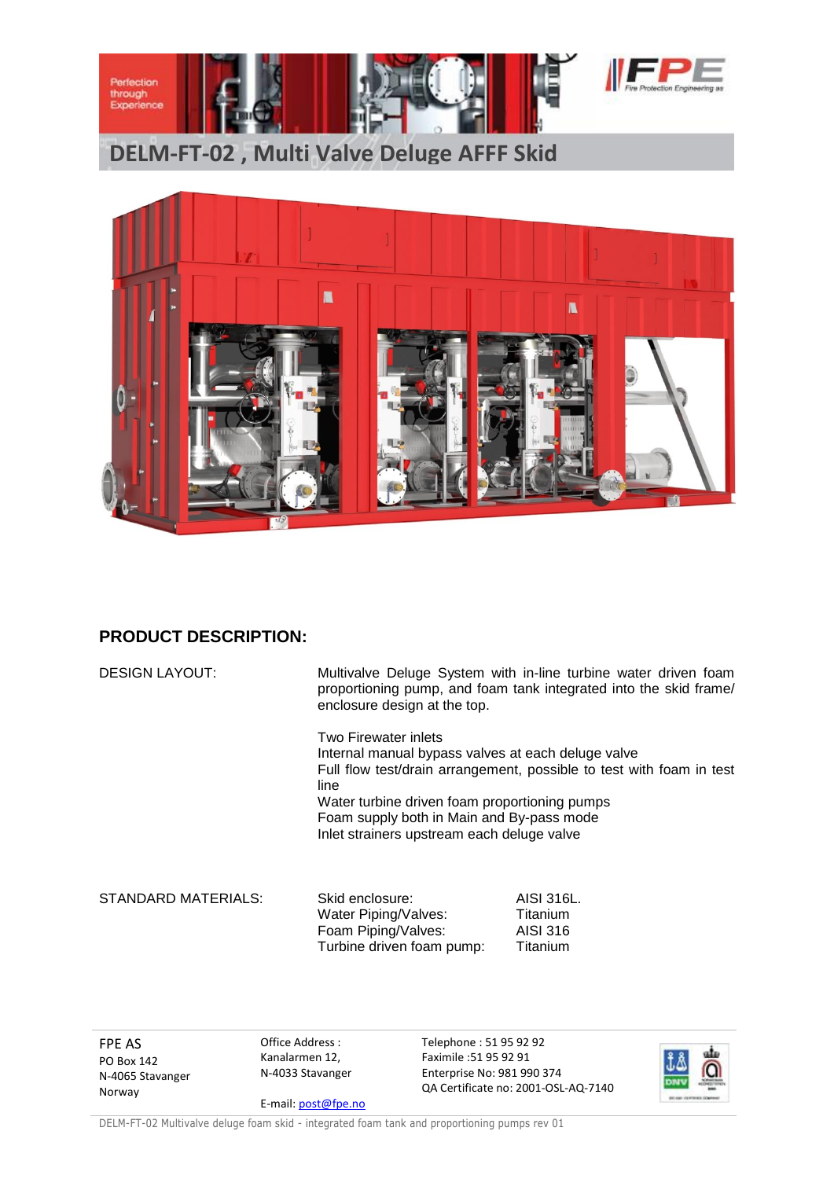# DELM-FT-02 , Multi Valve Deluge AFFF Skid

## PRODUCT DESCRIPTION:

DESIGN LAYOUT:

Multivalve Deluge System with in-line turbine water driven foam proportioning pump, and foam tank integrated into the skid frame/ enclosure design at the top.

Two Firewater inlets
Internal manual bypass valves at each deluge valve
Full flow test/drain arrangement, possible to test with foam in test line
Water turbine driven foam proportioning pumps
Foam supply both in Main and By-pass mode
Inlet strainers upstream each deluge valve

STANDARD MATERIALS:

| | |
|---|---|
| Skid enclosure: | AISI 316L. |
| Water Piping/Valves: | Titanium |
| Foam Piping/Valves: | AISI 316 |
| Turbine driven foam pump: | Titanium |

FPE AS
PO Box 142
N-4065 Stavanger
Norway

Office Address :
Kanalarmen 12,
N-4033 Stavanger

E-mail: post@fpe.no

Telephone : 51 95 92 92
Faximile :51 95 92 91
Enterprise No: 981 990 374
QA Certificate no: 2001-OSL-AQ-7140

DELM-FT-02 Multivalve deluge foam skid - integrated foam tank and proportioning pumps rev 01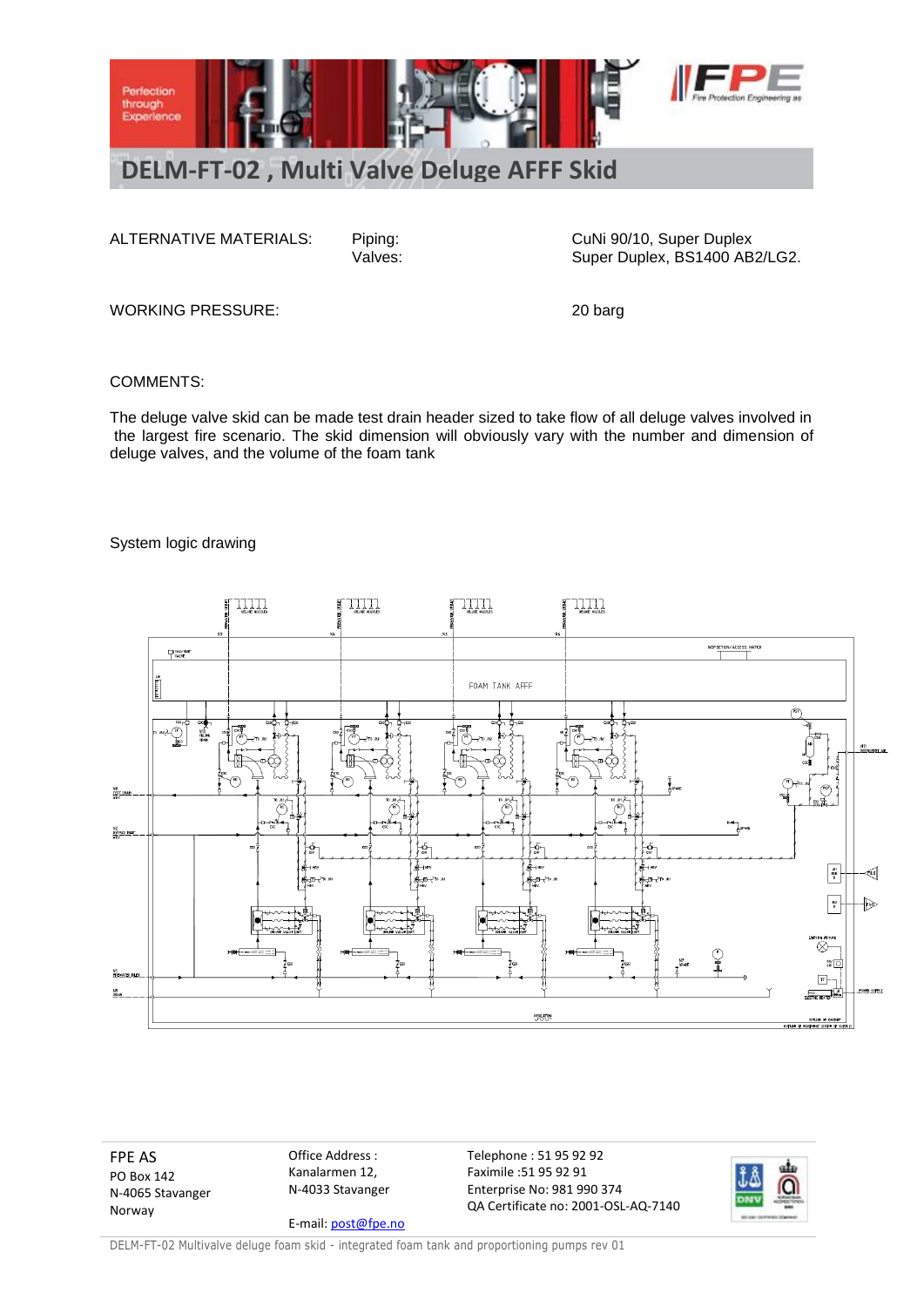# DELM-FT-02 , Multi Valve Deluge AFFF Skid

| ALTERNATIVE MATERIALS: | Piping: | CuNi 90/10, Super Duplex |
|---|---|---|
| | Valves: | Super Duplex, BS1400 AB2/LG2. |

WORKING PRESSURE: 20 barg

COMMENTS:

The deluge valve skid can be made test drain header sized to take flow of all deluge valves involved in the largest fire scenario. The skid dimension will obviously vary with the number and dimension of deluge valves, and the volume of the foam tank

System logic drawing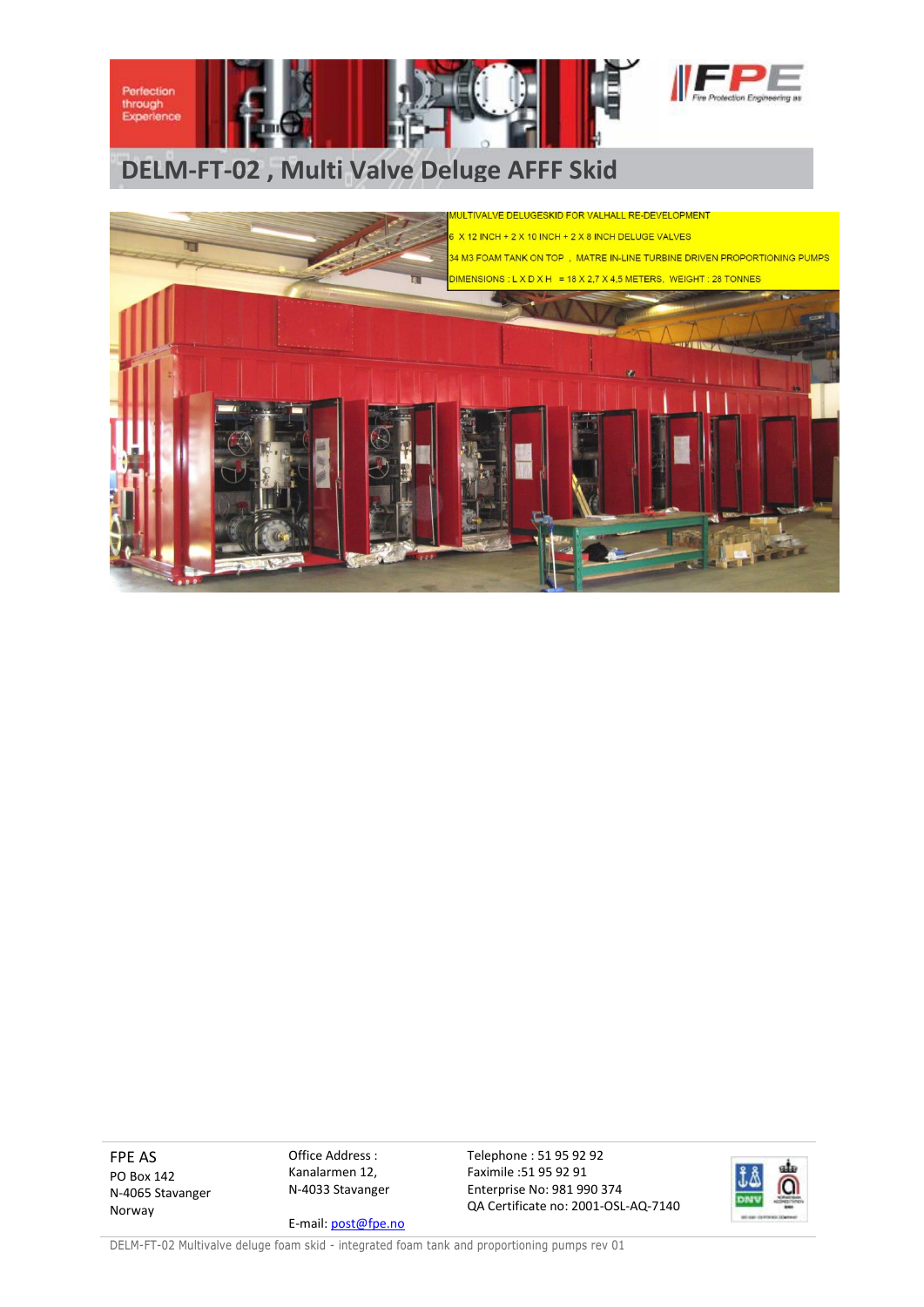# DELM-FT-02 , Multi Valve Deluge AFFF Skid

MULTIVALVE DELUGESKID FOR VALHALL RE-DEVELOPMENT

6 X 12 INCH + 2 X 10 INCH + 2 X 8 INCH DELUGE VALVES

34 M3 FOAM TANK ON TOP , MATRE IN-LINE TURBINE DRIVEN PROPORTIONING PUMPS

DIMENSIONS : L X D X H = 18 X 2,7 X 4,5 METERS, WEIGHT : 28 TONNES